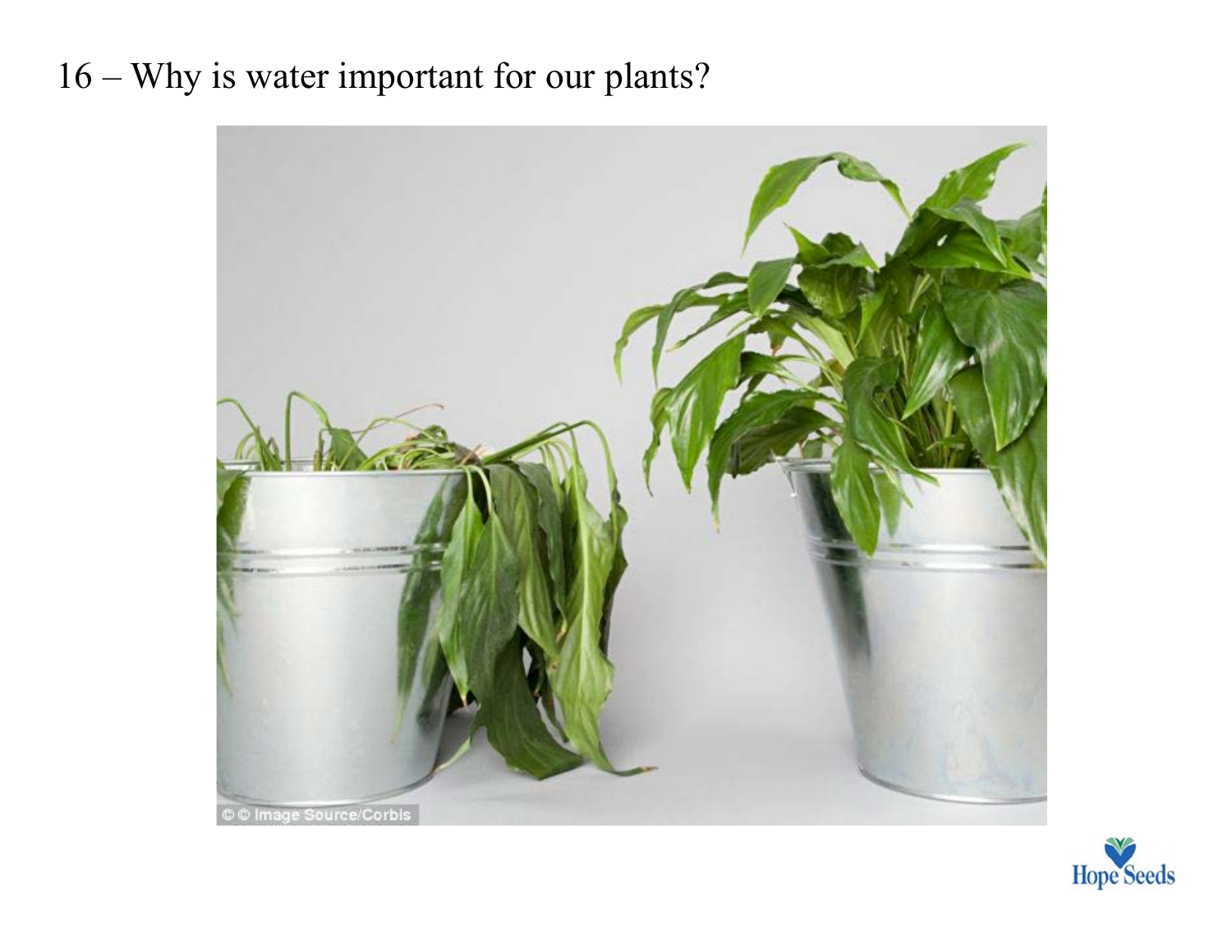16 – Why is water important for our plants?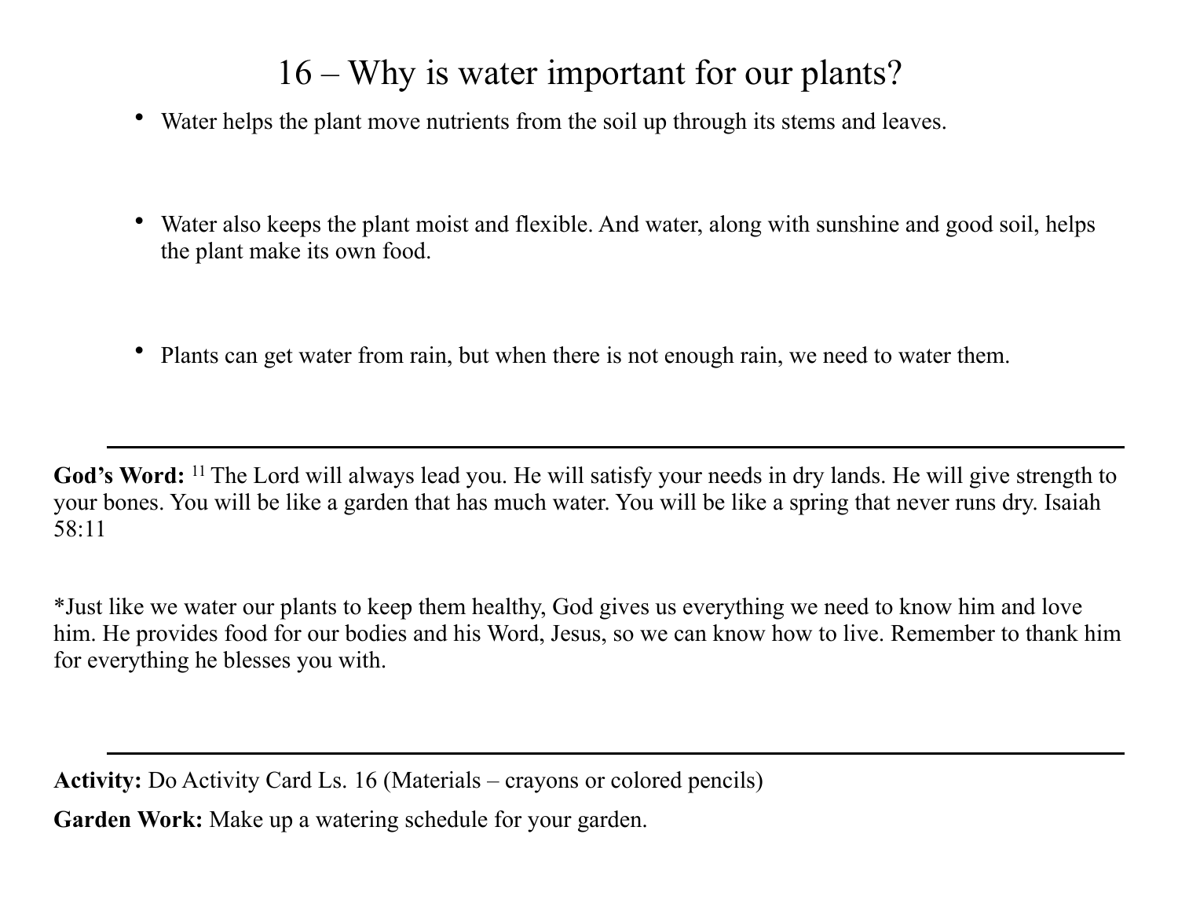# 16 – Why is water important for our plants?

- Water helps the plant move nutrients from the soil up through its stems and leaves.

- Water also keeps the plant moist and flexible. And water, along with sunshine and good soil, helps the plant make its own food.

- Plants can get water from rain, but when there is not enough rain, we need to water them.

---

**God's Word:** [11] The Lord will always lead you. He will satisfy your needs in dry lands. He will give strength to your bones. You will be like a garden that has much water. You will be like a spring that never runs dry. Isaiah 58:11

*Just like we water our plants to keep them healthy, God gives us everything we need to know him and love him. He provides food for our bodies and his Word, Jesus, so we can know how to live. Remember to thank him for everything he blesses you with.

---

**Activity:** Do Activity Card Ls. 16 (Materials – crayons or colored pencils)

**Garden Work:** Make up a watering schedule for your garden.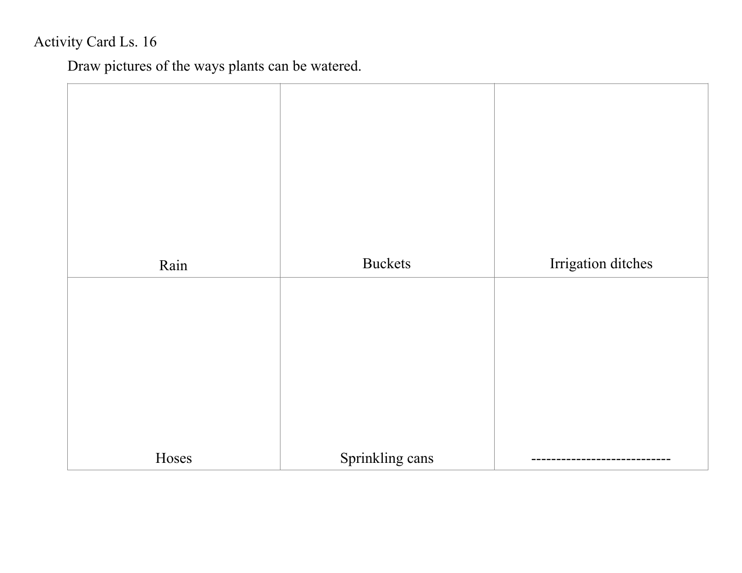Activity Card Ls. 16

Draw pictures of the ways plants can be watered.

| | | |
|---|---|---|
| Rain | Buckets | Irrigation ditches |
| Hoses | Sprinkling cans | ---------------------------- |